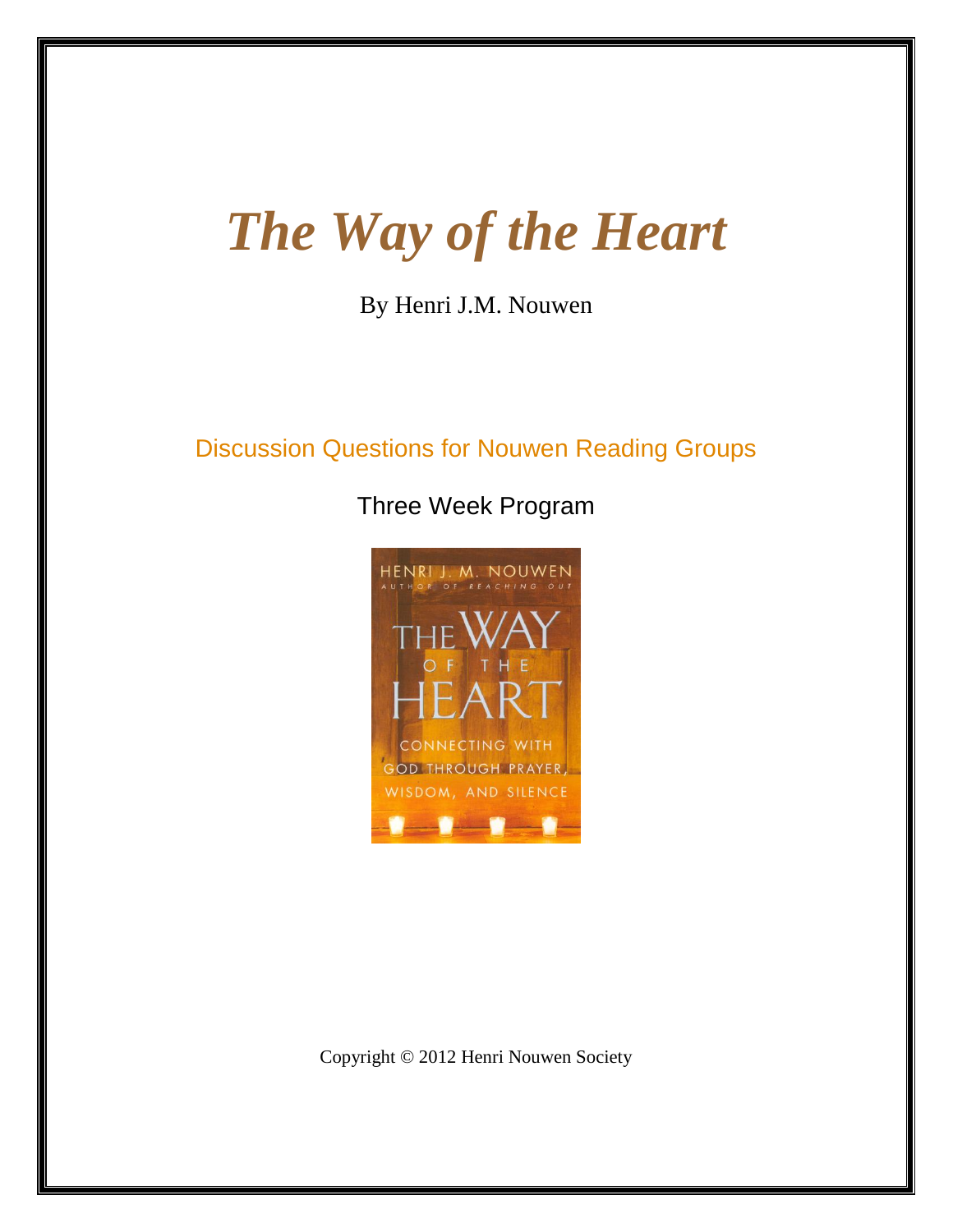# *The Way of the Heart*

By Henri J.M. Nouwen

## Discussion Questions for Nouwen Reading Groups

Three Week Program

Copyright © 2012 Henri Nouwen Society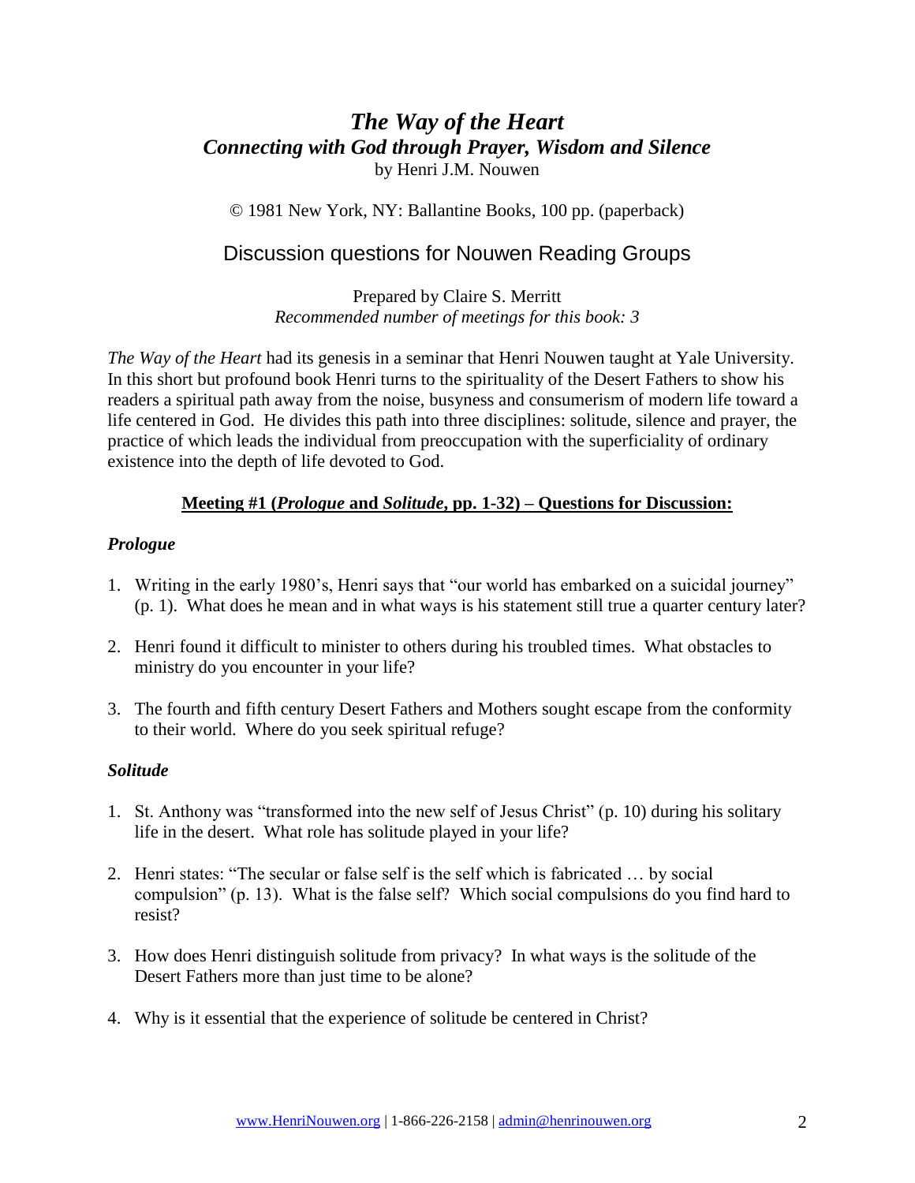# *The Way of the Heart*
## *Connecting with God through Prayer, Wisdom and Silence*
by Henri J.M. Nouwen

© 1981 New York, NY: Ballantine Books, 100 pp. (paperback)

## Discussion questions for Nouwen Reading Groups

Prepared by Claire S. Merritt
*Recommended number of meetings for this book: 3*

*The Way of the Heart* had its genesis in a seminar that Henri Nouwen taught at Yale University. In this short but profound book Henri turns to the spirituality of the Desert Fathers to show his readers a spiritual path away from the noise, busyness and consumerism of modern life toward a life centered in God. He divides this path into three disciplines: solitude, silence and prayer, the practice of which leads the individual from preoccupation with the superficiality of ordinary existence into the depth of life devoted to God.

### **Meeting #1 (*Prologue* and *Solitude*, pp. 1-32) – Questions for Discussion:**

#### *Prologue*

1. Writing in the early 1980's, Henri says that "our world has embarked on a suicidal journey" (p. 1). What does he mean and in what ways is his statement still true a quarter century later?

2. Henri found it difficult to minister to others during his troubled times. What obstacles to ministry do you encounter in your life?

3. The fourth and fifth century Desert Fathers and Mothers sought escape from the conformity to their world. Where do you seek spiritual refuge?

#### *Solitude*

1. St. Anthony was "transformed into the new self of Jesus Christ" (p. 10) during his solitary life in the desert. What role has solitude played in your life?

2. Henri states: "The secular or false self is the self which is fabricated … by social compulsion" (p. 13). What is the false self? Which social compulsions do you find hard to resist?

3. How does Henri distinguish solitude from privacy? In what ways is the solitude of the Desert Fathers more than just time to be alone?

4. Why is it essential that the experience of solitude be centered in Christ?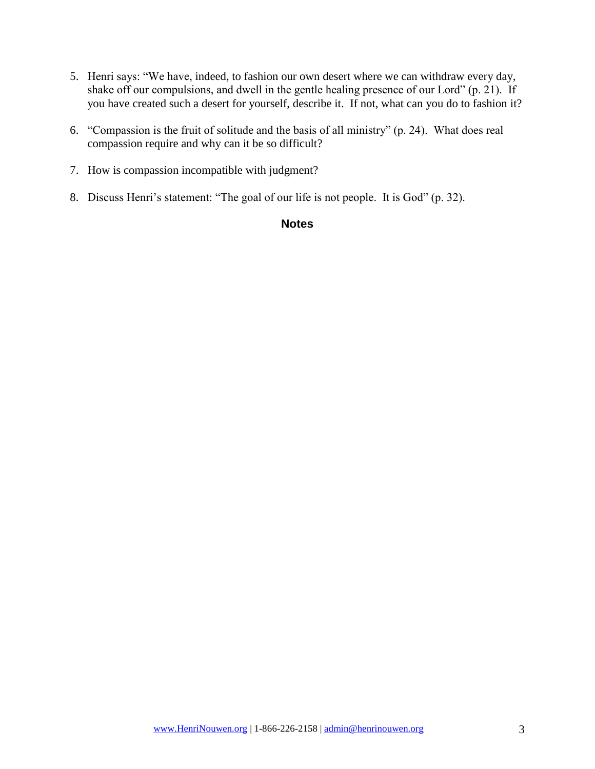5. Henri says: "We have, indeed, to fashion our own desert where we can withdraw every day, shake off our compulsions, and dwell in the gentle healing presence of our Lord" (p. 21). If you have created such a desert for yourself, describe it. If not, what can you do to fashion it?

6. "Compassion is the fruit of solitude and the basis of all ministry" (p. 24). What does real compassion require and why can it be so difficult?

7. How is compassion incompatible with judgment?

8. Discuss Henri's statement: "The goal of our life is not people. It is God" (p. 32).

## Notes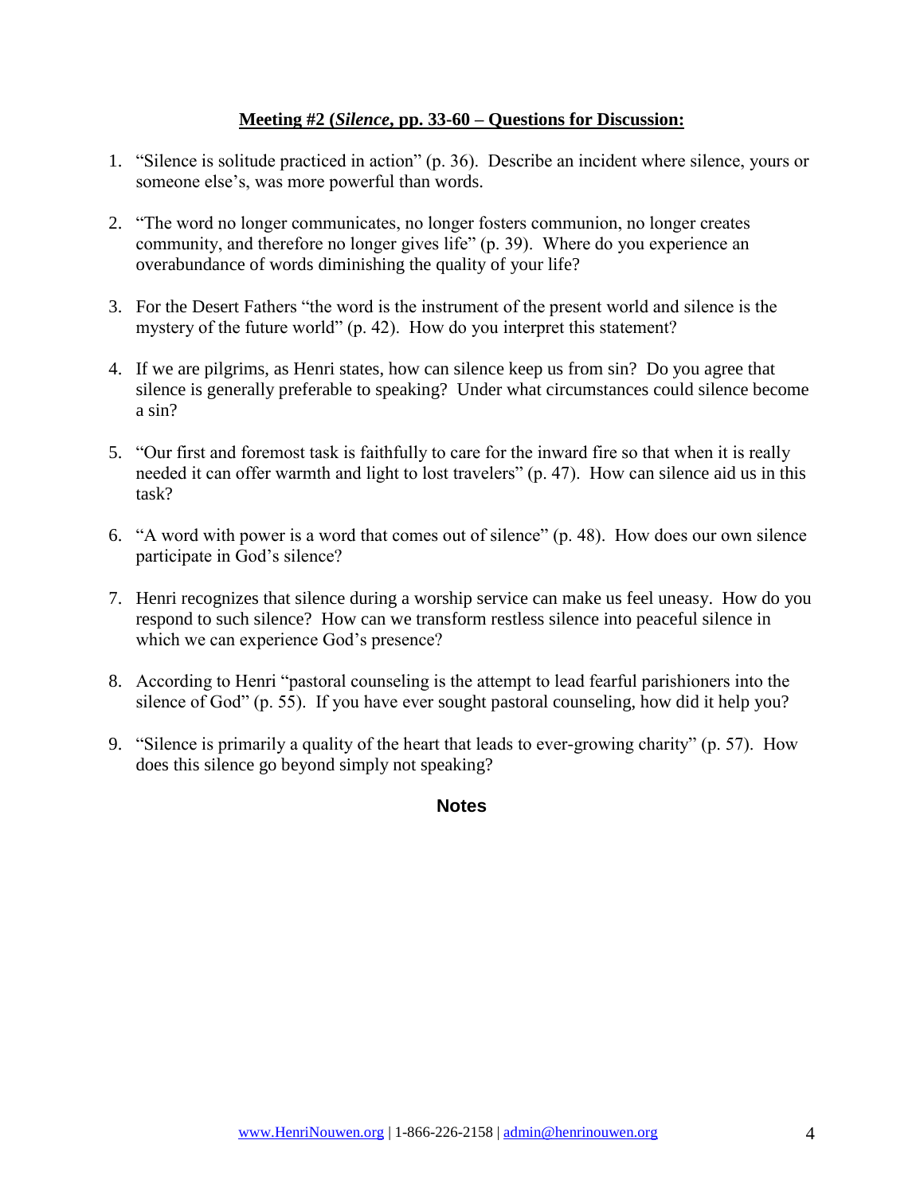**Meeting #2 (*Silence*, pp. 33-60 – Questions for Discussion:**

1. "Silence is solitude practiced in action" (p. 36). Describe an incident where silence, yours or someone else's, was more powerful than words.

2. "The word no longer communicates, no longer fosters communion, no longer creates community, and therefore no longer gives life" (p. 39). Where do you experience an overabundance of words diminishing the quality of your life?

3. For the Desert Fathers "the word is the instrument of the present world and silence is the mystery of the future world" (p. 42). How do you interpret this statement?

4. If we are pilgrims, as Henri states, how can silence keep us from sin? Do you agree that silence is generally preferable to speaking? Under what circumstances could silence become a sin?

5. "Our first and foremost task is faithfully to care for the inward fire so that when it is really needed it can offer warmth and light to lost travelers" (p. 47). How can silence aid us in this task?

6. "A word with power is a word that comes out of silence" (p. 48). How does our own silence participate in God's silence?

7. Henri recognizes that silence during a worship service can make us feel uneasy. How do you respond to such silence? How can we transform restless silence into peaceful silence in which we can experience God's presence?

8. According to Henri "pastoral counseling is the attempt to lead fearful parishioners into the silence of God" (p. 55). If you have ever sought pastoral counseling, how did it help you?

9. "Silence is primarily a quality of the heart that leads to ever-growing charity" (p. 57). How does this silence go beyond simply not speaking?

## Notes

www.HenriNouwen.org | 1-866-226-2158 | admin@henrinouwen.org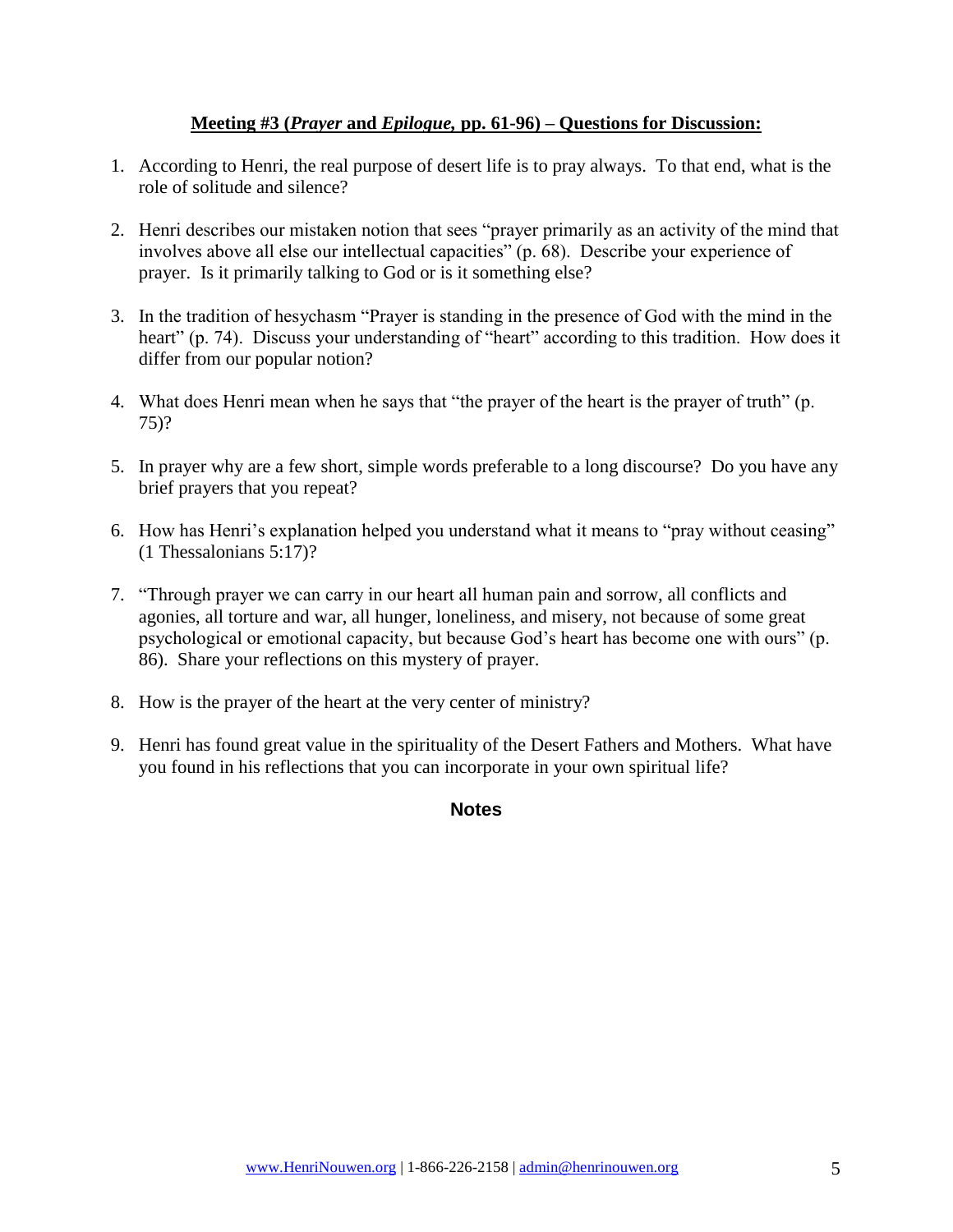**<u>Meeting #3 (*Prayer* and *Epilogue,* pp. 61-96) – Questions for Discussion:</u>**

1. According to Henri, the real purpose of desert life is to pray always. To that end, what is the role of solitude and silence?

2. Henri describes our mistaken notion that sees "prayer primarily as an activity of the mind that involves above all else our intellectual capacities" (p. 68). Describe your experience of prayer. Is it primarily talking to God or is it something else?

3. In the tradition of hesychasm "Prayer is standing in the presence of God with the mind in the heart" (p. 74). Discuss your understanding of "heart" according to this tradition. How does it differ from our popular notion?

4. What does Henri mean when he says that "the prayer of the heart is the prayer of truth" (p. 75)?

5. In prayer why are a few short, simple words preferable to a long discourse? Do you have any brief prayers that you repeat?

6. How has Henri's explanation helped you understand what it means to "pray without ceasing" (1 Thessalonians 5:17)?

7. "Through prayer we can carry in our heart all human pain and sorrow, all conflicts and agonies, all torture and war, all hunger, loneliness, and misery, not because of some great psychological or emotional capacity, but because God's heart has become one with ours" (p. 86). Share your reflections on this mystery of prayer.

8. How is the prayer of the heart at the very center of ministry?

9. Henri has found great value in the spirituality of the Desert Fathers and Mothers. What have you found in his reflections that you can incorporate in your own spiritual life?

**Notes**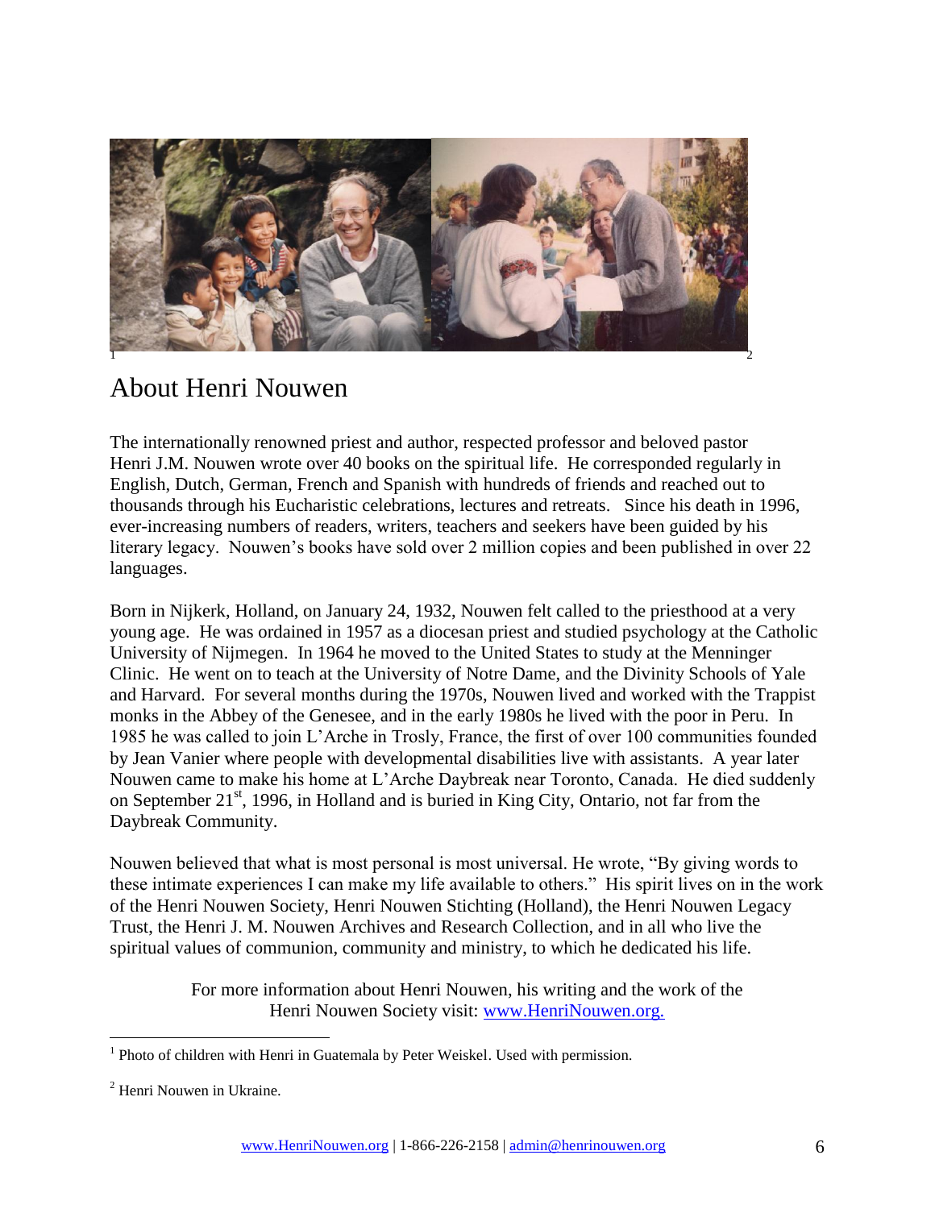# About Henri Nouwen

The internationally renowned priest and author, respected professor and beloved pastor Henri J.M. Nouwen wrote over 40 books on the spiritual life. He corresponded regularly in English, Dutch, German, French and Spanish with hundreds of friends and reached out to thousands through his Eucharistic celebrations, lectures and retreats. Since his death in 1996, ever-increasing numbers of readers, writers, teachers and seekers have been guided by his literary legacy. Nouwen's books have sold over 2 million copies and been published in over 22 languages.

Born in Nijkerk, Holland, on January 24, 1932, Nouwen felt called to the priesthood at a very young age. He was ordained in 1957 as a diocesan priest and studied psychology at the Catholic University of Nijmegen. In 1964 he moved to the United States to study at the Menninger Clinic. He went on to teach at the University of Notre Dame, and the Divinity Schools of Yale and Harvard. For several months during the 1970s, Nouwen lived and worked with the Trappist monks in the Abbey of the Genesee, and in the early 1980s he lived with the poor in Peru. In 1985 he was called to join L'Arche in Trosly, France, the first of over 100 communities founded by Jean Vanier where people with developmental disabilities live with assistants. A year later Nouwen came to make his home at L'Arche Daybreak near Toronto, Canada. He died suddenly on September 21st, 1996, in Holland and is buried in King City, Ontario, not far from the Daybreak Community.

Nouwen believed that what is most personal is most universal. He wrote, "By giving words to these intimate experiences I can make my life available to others." His spirit lives on in the work of the Henri Nouwen Society, Henri Nouwen Stichting (Holland), the Henri Nouwen Legacy Trust, the Henri J. M. Nouwen Archives and Research Collection, and in all who live the spiritual values of communion, community and ministry, to which he dedicated his life.

For more information about Henri Nouwen, his writing and the work of the Henri Nouwen Society visit: www.HenriNouwen.org.

---

[1] Photo of children with Henri in Guatemala by Peter Weiskel. Used with permission.

[2] Henri Nouwen in Ukraine.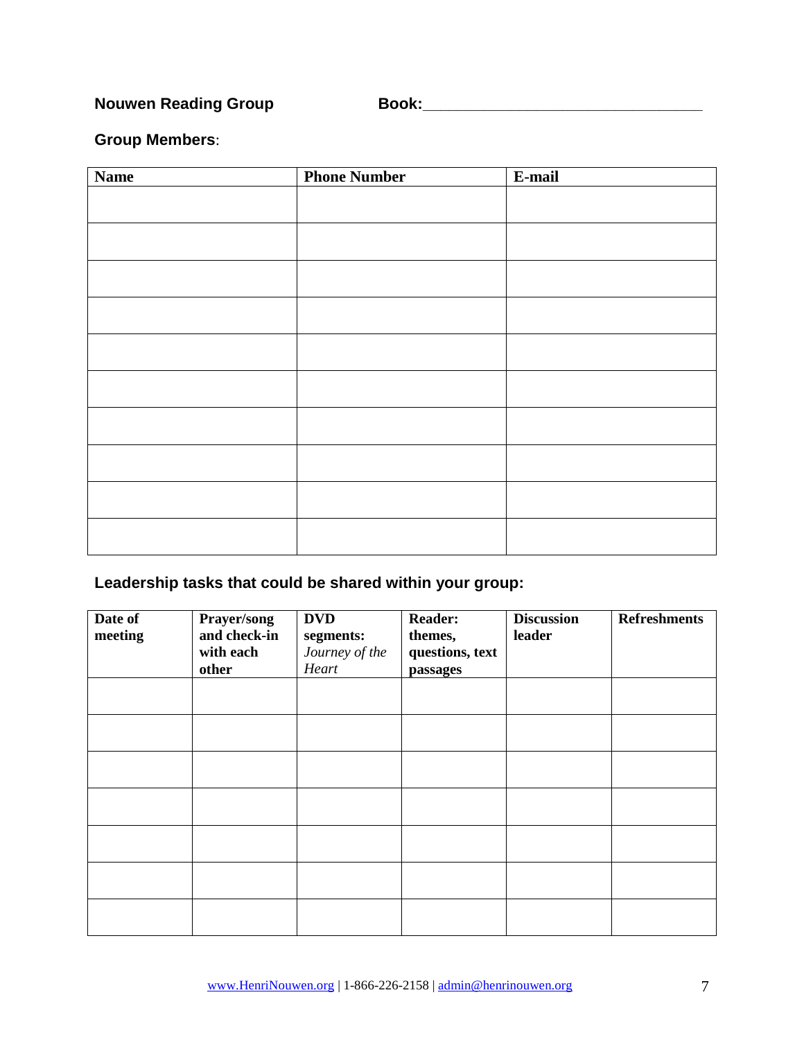**Nouwen Reading Group** **Book:**________________________________

**Group Members**:

| Name | Phone Number | E-mail |
|---|---|---|
| | | |
| | | |
| | | |
| | | |
| | | |
| | | |
| | | |
| | | |
| | | |
| | | |

**Leadership tasks that could be shared within your group:**

| Date of meeting | Prayer/song and check-in with each other | DVD segments: *Journey of the Heart* | Reader: themes, questions, text passages | Discussion leader | Refreshments |
|---|---|---|---|---|---|
| | | | | | |
| | | | | | |
| | | | | | |
| | | | | | |
| | | | | | |
| | | | | | |
| | | | | | |

www.HenriNouwen.org | 1-866-226-2158 | admin@henrinouwen.org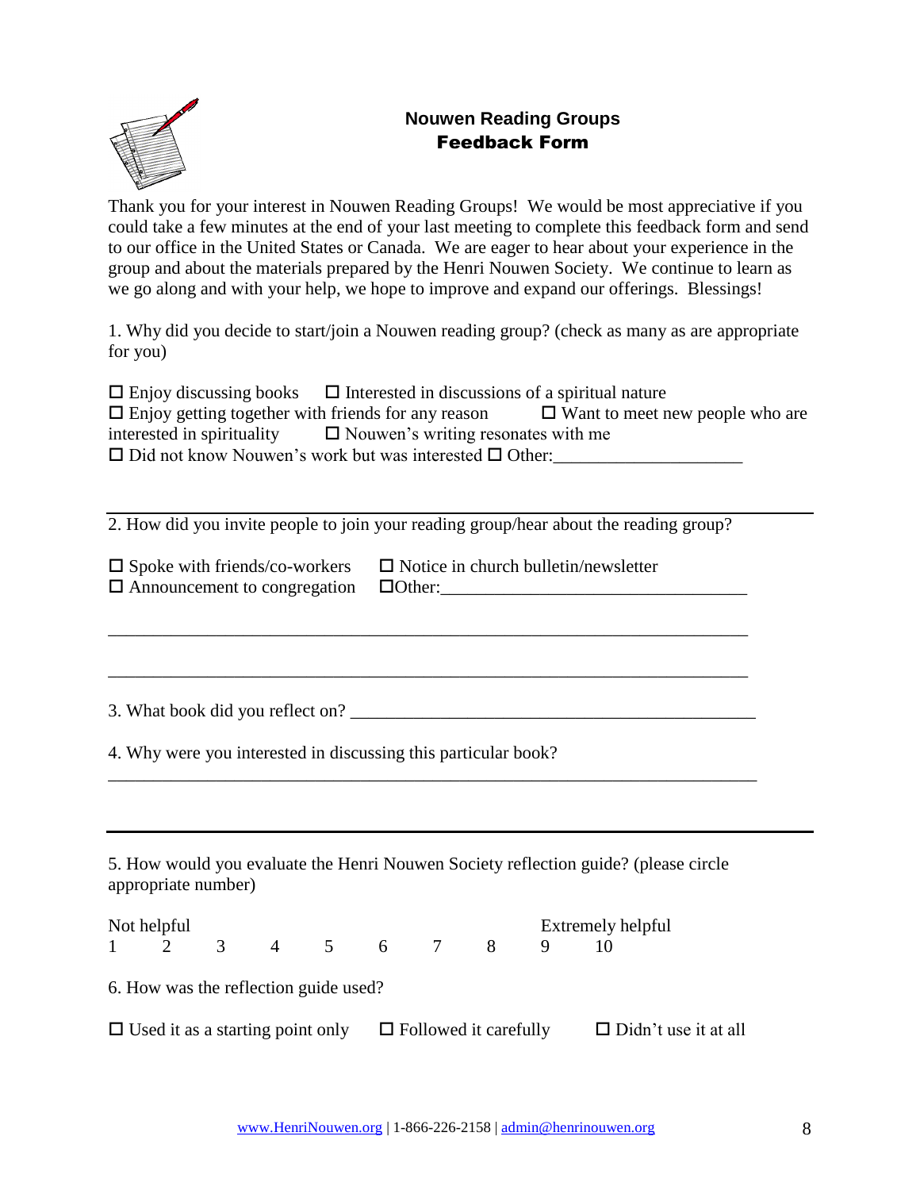## Nouwen Reading Groups
## Feedback Form

Thank you for your interest in Nouwen Reading Groups! We would be most appreciative if you could take a few minutes at the end of your last meeting to complete this feedback form and send to our office in the United States or Canada. We are eager to hear about your experience in the group and about the materials prepared by the Henri Nouwen Society. We continue to learn as we go along and with your help, we hope to improve and expand our offerings. Blessings!

1. Why did you decide to start/join a Nouwen reading group? (check as many as are appropriate for you)

☐ Enjoy discussing books ☐ Interested in discussions of a spiritual nature
☐ Enjoy getting together with friends for any reason ☐ Want to meet new people who are interested in spirituality ☐ Nouwen's writing resonates with me
☐ Did not know Nouwen's work but was interested ☐ Other:____________________

---

2. How did you invite people to join your reading group/hear about the reading group?

☐ Spoke with friends/co-workers ☐ Notice in church bulletin/newsletter
☐ Announcement to congregation ☐Other:________________________________

_______________________________________________________________________

_______________________________________________________________________

3. What book did you reflect on? ____________________________________________

4. Why were you interested in discussing this particular book?
_______________________________________________________________________

---

5. How would you evaluate the Henri Nouwen Society reflection guide? (please circle appropriate number)

Not helpful — Extremely helpful

1 2 3 4 5 6 7 8 9 10

6. How was the reflection guide used?

☐ Used it as a starting point only ☐ Followed it carefully ☐ Didn't use it at all

www.HenriNouwen.org | 1-866-226-2158 | admin@henrinouwen.org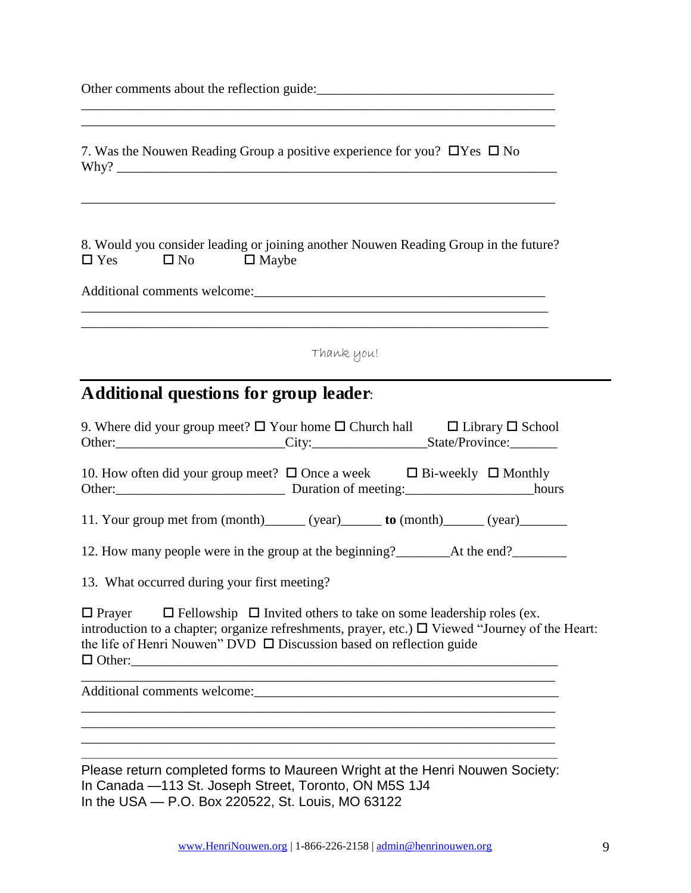Other comments about the reflection guide:___________________________________
_________________________________________________________________
_________________________________________________________________

7. Was the Nouwen Reading Group a positive experience for you? ☐Yes ☐ No
Why? ____________________________________________________________

_________________________________________________________________

8. Would you consider leading or joining another Nouwen Reading Group in the future?
☐ Yes ☐ No ☐ Maybe

Additional comments welcome:_____________________________________________
_________________________________________________________________
_________________________________________________________________

Thank you!

## Additional questions for group leader:

9. Where did your group meet? ☐ Your home ☐ Church hall ☐ Library ☐ School
Other:________________________City:________________State/Province:_______

10. How often did your group meet? ☐ Once a week ☐ Bi-weekly ☐ Monthly
Other:________________________ Duration of meeting:__________________hours

11. Your group met from (month)______ (year)______ **to** (month)______ (year)_______

12. How many people were in the group at the beginning?________At the end?________

13. What occurred during your first meeting?

☐ Prayer ☐ Fellowship ☐ Invited others to take on some leadership roles (ex. introduction to a chapter; organize refreshments, prayer, etc.) ☐ Viewed "Journey of the Heart: the life of Henri Nouwen" DVD ☐ Discussion based on reflection guide
☐ Other:_____________________________________________________________
_________________________________________________________________

Additional comments welcome:_____________________________________________
_________________________________________________________________
_________________________________________________________________
_________________________________________________________________

Please return completed forms to Maureen Wright at the Henri Nouwen Society:
In Canada —113 St. Joseph Street, Toronto, ON M5S 1J4
In the USA — P.O. Box 220522, St. Louis, MO 63122

www.HenriNouwen.org | 1-866-226-2158 | admin@henrinouwen.org